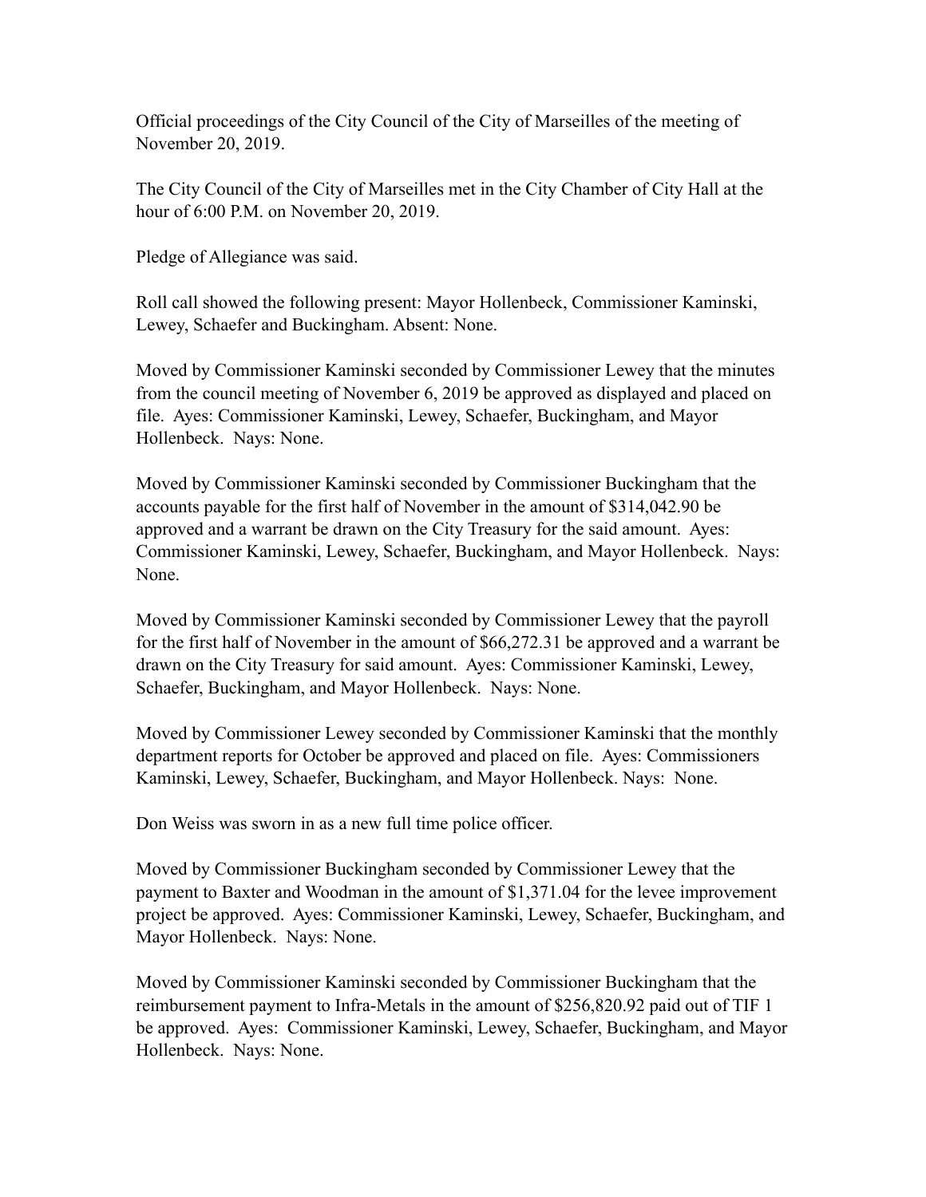Official proceedings of the City Council of the City of Marseilles of the meeting of November 20, 2019.

The City Council of the City of Marseilles met in the City Chamber of City Hall at the hour of 6:00 P.M. on November 20, 2019.

Pledge of Allegiance was said.

Roll call showed the following present: Mayor Hollenbeck, Commissioner Kaminski, Lewey, Schaefer and Buckingham. Absent: None.

Moved by Commissioner Kaminski seconded by Commissioner Lewey that the minutes from the council meeting of November 6, 2019 be approved as displayed and placed on file. Ayes: Commissioner Kaminski, Lewey, Schaefer, Buckingham, and Mayor Hollenbeck. Nays: None.

Moved by Commissioner Kaminski seconded by Commissioner Buckingham that the accounts payable for the first half of November in the amount of $314,042.90 be approved and a warrant be drawn on the City Treasury for the said amount. Ayes: Commissioner Kaminski, Lewey, Schaefer, Buckingham, and Mayor Hollenbeck. Nays: None.

Moved by Commissioner Kaminski seconded by Commissioner Lewey that the payroll for the first half of November in the amount of $66,272.31 be approved and a warrant be drawn on the City Treasury for said amount. Ayes: Commissioner Kaminski, Lewey, Schaefer, Buckingham, and Mayor Hollenbeck. Nays: None.

Moved by Commissioner Lewey seconded by Commissioner Kaminski that the monthly department reports for October be approved and placed on file. Ayes: Commissioners Kaminski, Lewey, Schaefer, Buckingham, and Mayor Hollenbeck. Nays: None.

Don Weiss was sworn in as a new full time police officer.

Moved by Commissioner Buckingham seconded by Commissioner Lewey that the payment to Baxter and Woodman in the amount of $1,371.04 for the levee improvement project be approved. Ayes: Commissioner Kaminski, Lewey, Schaefer, Buckingham, and Mayor Hollenbeck. Nays: None.

Moved by Commissioner Kaminski seconded by Commissioner Buckingham that the reimbursement payment to Infra-Metals in the amount of $256,820.92 paid out of TIF 1 be approved. Ayes: Commissioner Kaminski, Lewey, Schaefer, Buckingham, and Mayor Hollenbeck. Nays: None.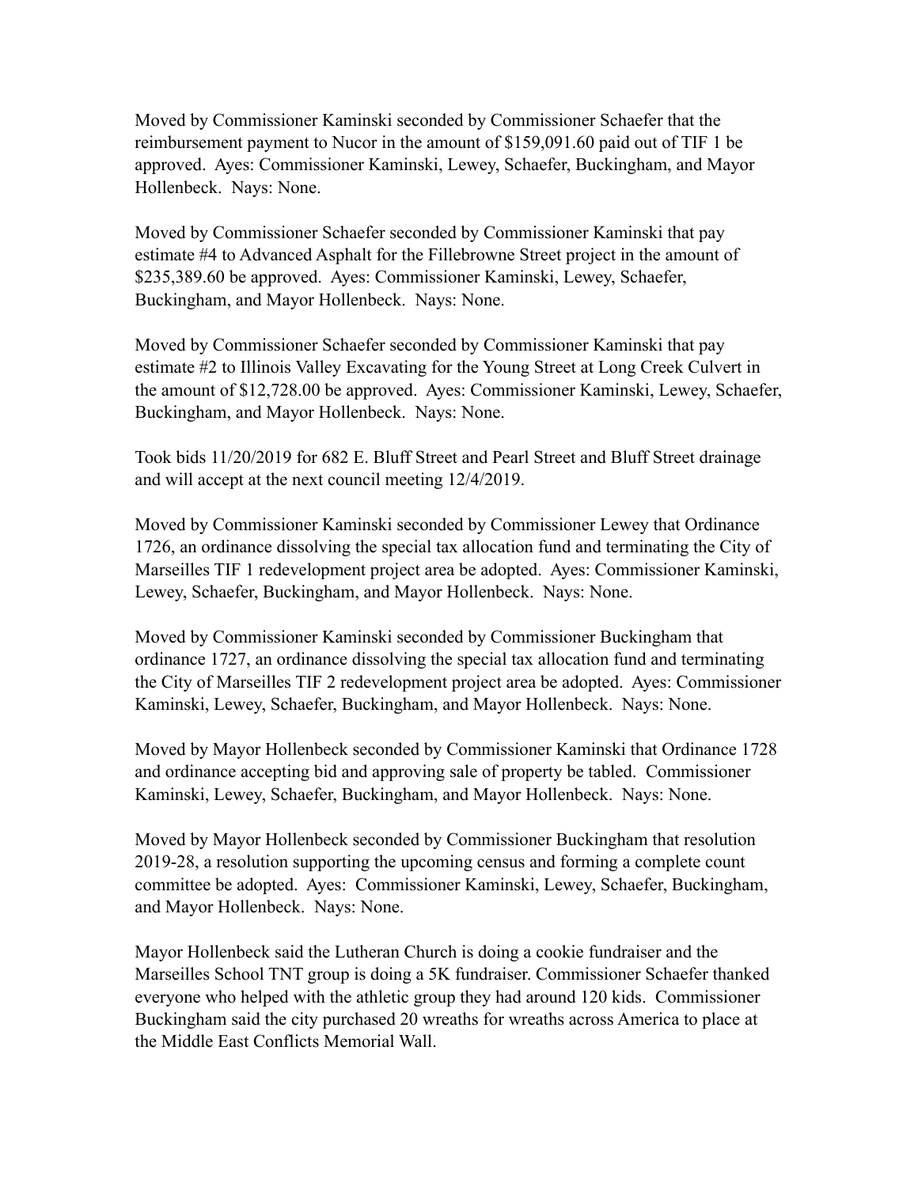Moved by Commissioner Kaminski seconded by Commissioner Schaefer that the reimbursement payment to Nucor in the amount of $159,091.60 paid out of TIF 1 be approved. Ayes: Commissioner Kaminski, Lewey, Schaefer, Buckingham, and Mayor Hollenbeck. Nays: None.

Moved by Commissioner Schaefer seconded by Commissioner Kaminski that pay estimate #4 to Advanced Asphalt for the Fillebrowne Street project in the amount of $235,389.60 be approved. Ayes: Commissioner Kaminski, Lewey, Schaefer, Buckingham, and Mayor Hollenbeck. Nays: None.

Moved by Commissioner Schaefer seconded by Commissioner Kaminski that pay estimate #2 to Illinois Valley Excavating for the Young Street at Long Creek Culvert in the amount of $12,728.00 be approved. Ayes: Commissioner Kaminski, Lewey, Schaefer, Buckingham, and Mayor Hollenbeck. Nays: None.

Took bids 11/20/2019 for 682 E. Bluff Street and Pearl Street and Bluff Street drainage and will accept at the next council meeting 12/4/2019.

Moved by Commissioner Kaminski seconded by Commissioner Lewey that Ordinance 1726, an ordinance dissolving the special tax allocation fund and terminating the City of Marseilles TIF 1 redevelopment project area be adopted. Ayes: Commissioner Kaminski, Lewey, Schaefer, Buckingham, and Mayor Hollenbeck. Nays: None.

Moved by Commissioner Kaminski seconded by Commissioner Buckingham that ordinance 1727, an ordinance dissolving the special tax allocation fund and terminating the City of Marseilles TIF 2 redevelopment project area be adopted. Ayes: Commissioner Kaminski, Lewey, Schaefer, Buckingham, and Mayor Hollenbeck. Nays: None.

Moved by Mayor Hollenbeck seconded by Commissioner Kaminski that Ordinance 1728 and ordinance accepting bid and approving sale of property be tabled. Commissioner Kaminski, Lewey, Schaefer, Buckingham, and Mayor Hollenbeck. Nays: None.

Moved by Mayor Hollenbeck seconded by Commissioner Buckingham that resolution 2019-28, a resolution supporting the upcoming census and forming a complete count committee be adopted. Ayes: Commissioner Kaminski, Lewey, Schaefer, Buckingham, and Mayor Hollenbeck. Nays: None.

Mayor Hollenbeck said the Lutheran Church is doing a cookie fundraiser and the Marseilles School TNT group is doing a 5K fundraiser. Commissioner Schaefer thanked everyone who helped with the athletic group they had around 120 kids. Commissioner Buckingham said the city purchased 20 wreaths for wreaths across America to place at the Middle East Conflicts Memorial Wall.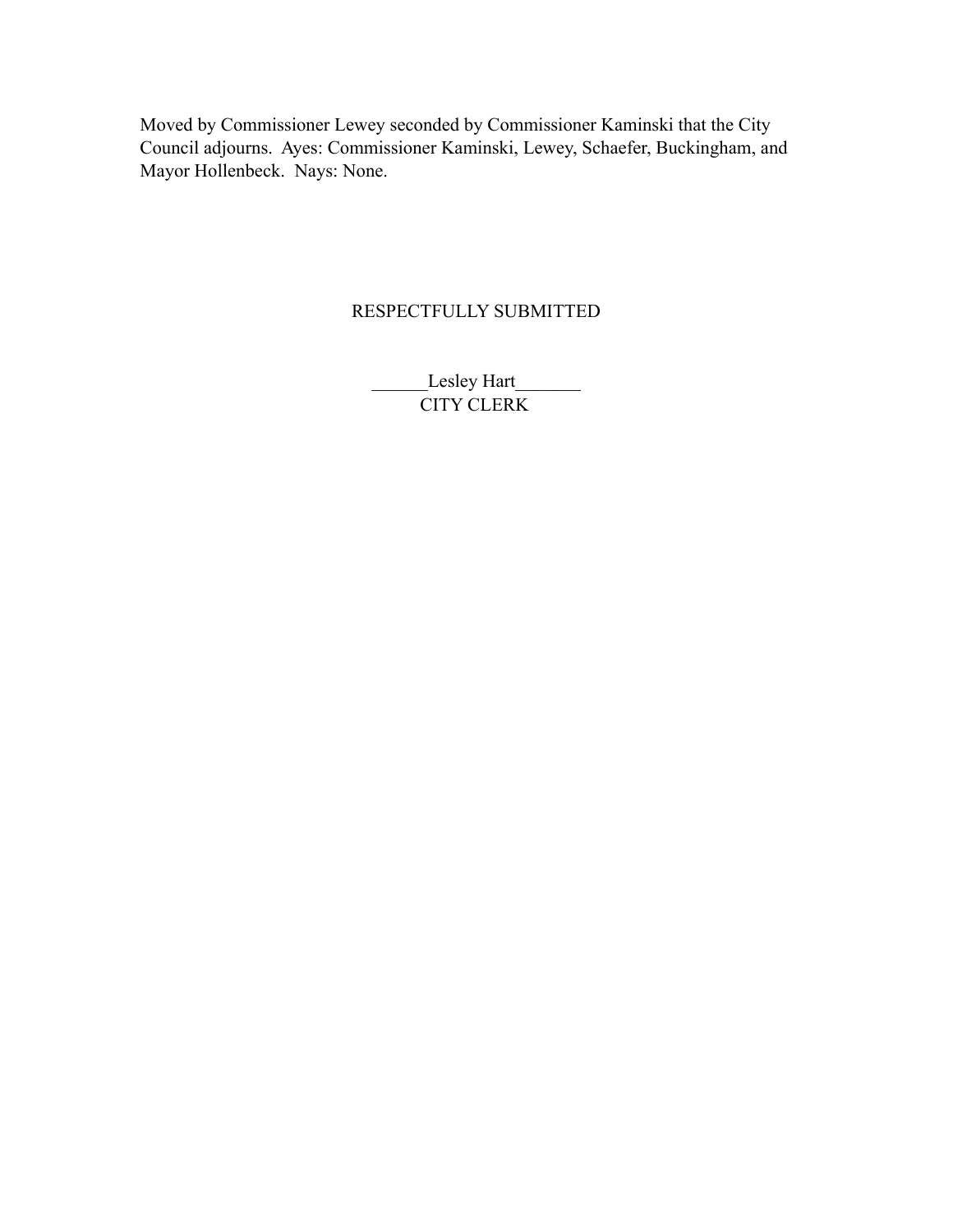Moved by Commissioner Lewey seconded by Commissioner Kaminski that the City Council adjourns. Ayes: Commissioner Kaminski, Lewey, Schaefer, Buckingham, and Mayor Hollenbeck. Nays: None.

RESPECTFULLY SUBMITTED

______Lesley Hart_______
CITY CLERK